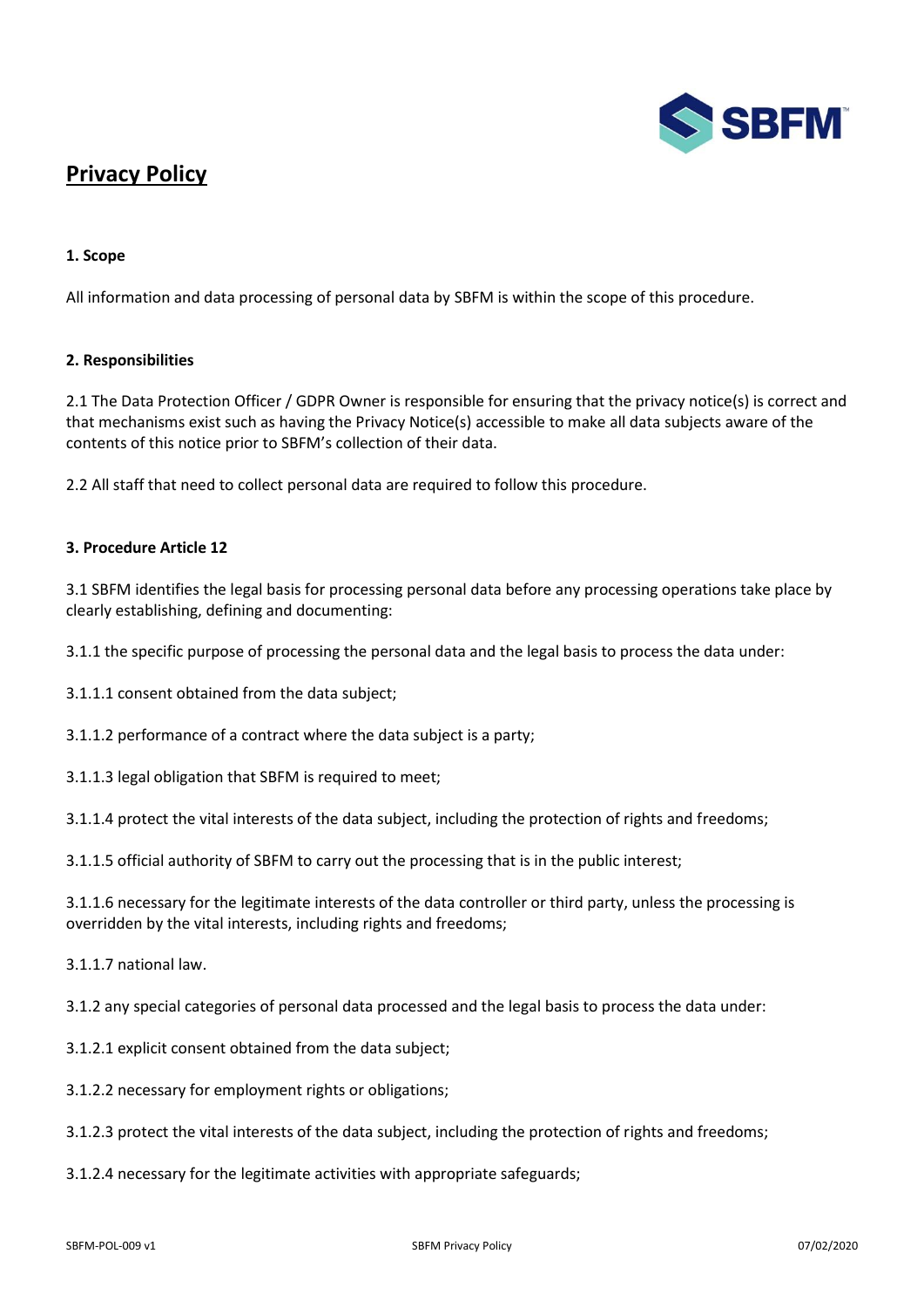# Privacy Policy

**1. Scope**

All information and data processing of personal data by SBFM is within the scope of this procedure.

**2. Responsibilities**

2.1 The Data Protection Officer / GDPR Owner is responsible for ensuring that the privacy notice(s) is correct and that mechanisms exist such as having the Privacy Notice(s) accessible to make all data subjects aware of the contents of this notice prior to SBFM's collection of their data.

2.2 All staff that need to collect personal data are required to follow this procedure.

**3. Procedure Article 12**

3.1 SBFM identifies the legal basis for processing personal data before any processing operations take place by clearly establishing, defining and documenting:

3.1.1 the specific purpose of processing the personal data and the legal basis to process the data under:

3.1.1.1 consent obtained from the data subject;

3.1.1.2 performance of a contract where the data subject is a party;

3.1.1.3 legal obligation that SBFM is required to meet;

3.1.1.4 protect the vital interests of the data subject, including the protection of rights and freedoms;

3.1.1.5 official authority of SBFM to carry out the processing that is in the public interest;

3.1.1.6 necessary for the legitimate interests of the data controller or third party, unless the processing is overridden by the vital interests, including rights and freedoms;

3.1.1.7 national law.

3.1.2 any special categories of personal data processed and the legal basis to process the data under:

3.1.2.1 explicit consent obtained from the data subject;

3.1.2.2 necessary for employment rights or obligations;

3.1.2.3 protect the vital interests of the data subject, including the protection of rights and freedoms;

3.1.2.4 necessary for the legitimate activities with appropriate safeguards;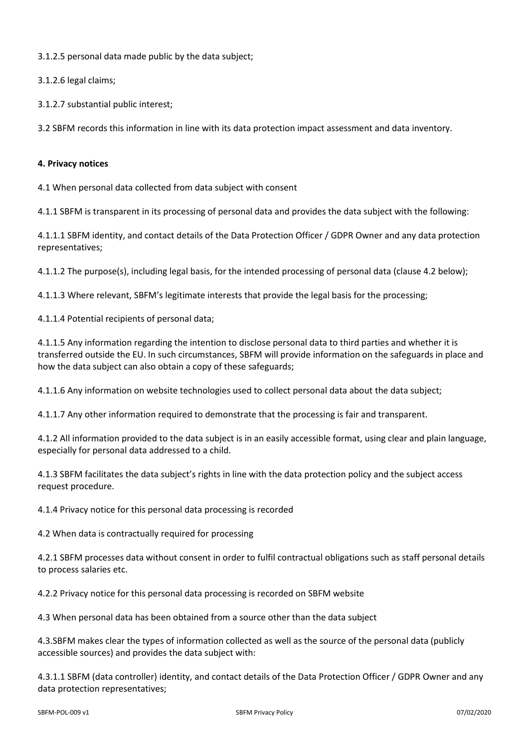3.1.2.5 personal data made public by the data subject;

3.1.2.6 legal claims;

3.1.2.7 substantial public interest;

3.2 SBFM records this information in line with its data protection impact assessment and data inventory.

**4. Privacy notices**

4.1 When personal data collected from data subject with consent

4.1.1 SBFM is transparent in its processing of personal data and provides the data subject with the following:

4.1.1.1 SBFM identity, and contact details of the Data Protection Officer / GDPR Owner and any data protection representatives;

4.1.1.2 The purpose(s), including legal basis, for the intended processing of personal data (clause 4.2 below);

4.1.1.3 Where relevant, SBFM's legitimate interests that provide the legal basis for the processing;

4.1.1.4 Potential recipients of personal data;

4.1.1.5 Any information regarding the intention to disclose personal data to third parties and whether it is transferred outside the EU. In such circumstances, SBFM will provide information on the safeguards in place and how the data subject can also obtain a copy of these safeguards;

4.1.1.6 Any information on website technologies used to collect personal data about the data subject;

4.1.1.7 Any other information required to demonstrate that the processing is fair and transparent.

4.1.2 All information provided to the data subject is in an easily accessible format, using clear and plain language, especially for personal data addressed to a child.

4.1.3 SBFM facilitates the data subject's rights in line with the data protection policy and the subject access request procedure.

4.1.4 Privacy notice for this personal data processing is recorded

4.2 When data is contractually required for processing

4.2.1 SBFM processes data without consent in order to fulfil contractual obligations such as staff personal details to process salaries etc.

4.2.2 Privacy notice for this personal data processing is recorded on SBFM website

4.3 When personal data has been obtained from a source other than the data subject

4.3.SBFM makes clear the types of information collected as well as the source of the personal data (publicly accessible sources) and provides the data subject with:

4.3.1.1 SBFM (data controller) identity, and contact details of the Data Protection Officer / GDPR Owner and any data protection representatives;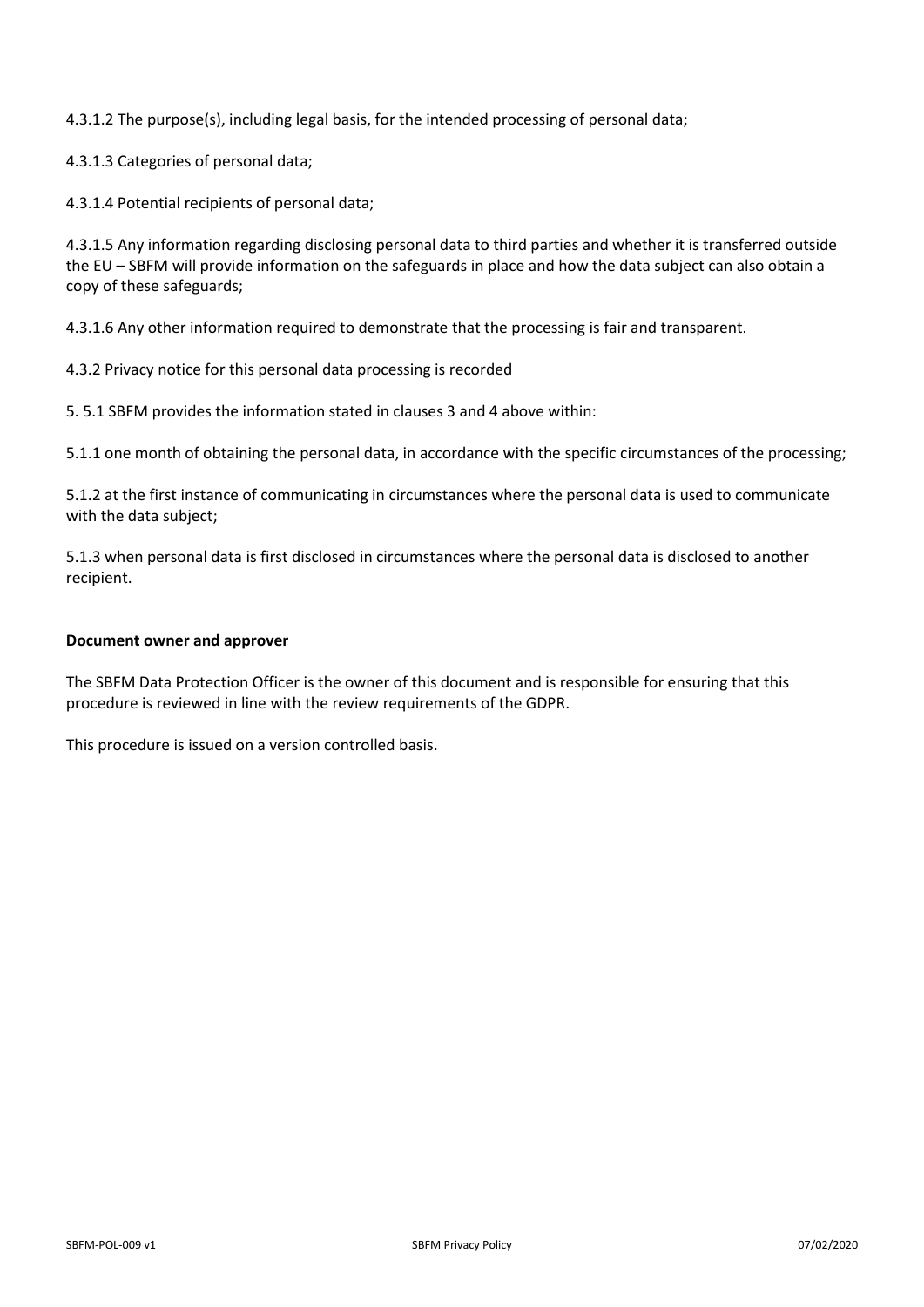4.3.1.2 The purpose(s), including legal basis, for the intended processing of personal data;

4.3.1.3 Categories of personal data;

4.3.1.4 Potential recipients of personal data;

4.3.1.5 Any information regarding disclosing personal data to third parties and whether it is transferred outside the EU – SBFM will provide information on the safeguards in place and how the data subject can also obtain a copy of these safeguards;

4.3.1.6 Any other information required to demonstrate that the processing is fair and transparent.

4.3.2 Privacy notice for this personal data processing is recorded

5. 5.1 SBFM provides the information stated in clauses 3 and 4 above within:

5.1.1 one month of obtaining the personal data, in accordance with the specific circumstances of the processing;

5.1.2 at the first instance of communicating in circumstances where the personal data is used to communicate with the data subject;

5.1.3 when personal data is first disclosed in circumstances where the personal data is disclosed to another recipient.

**Document owner and approver**

The SBFM Data Protection Officer is the owner of this document and is responsible for ensuring that this procedure is reviewed in line with the review requirements of the GDPR.

This procedure is issued on a version controlled basis.